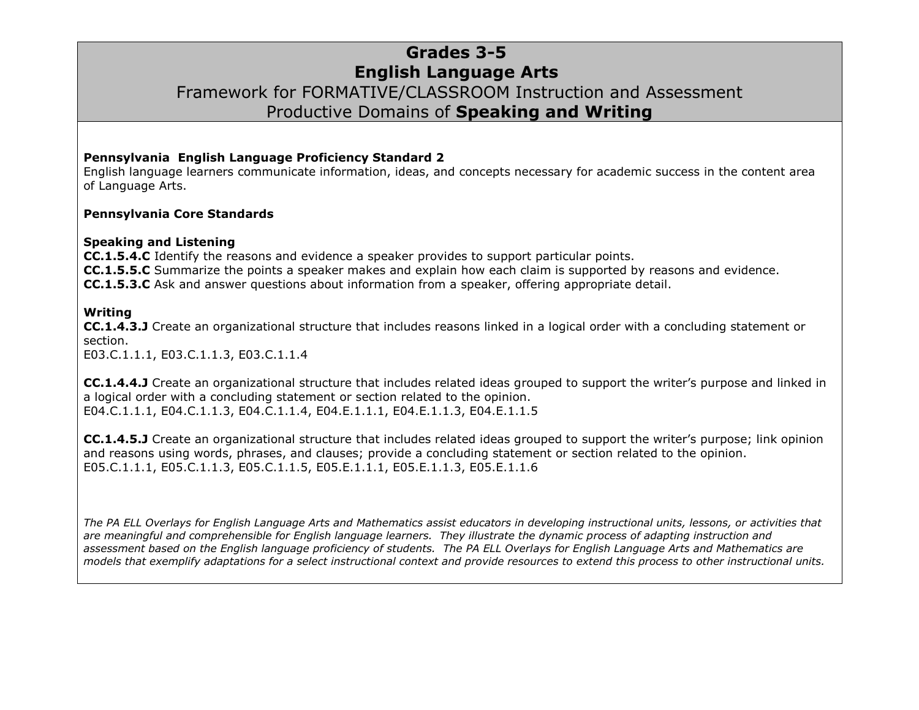# Grades 3-5
# English Language Arts
## Framework for FORMATIVE/CLASSROOM Instruction and Assessment
## Productive Domains of **Speaking and Writing**

**Pennsylvania English Language Proficiency Standard 2**
English language learners communicate information, ideas, and concepts necessary for academic success in the content area of Language Arts.

**Pennsylvania Core Standards**

**Speaking and Listening**
**CC.1.5.4.C** Identify the reasons and evidence a speaker provides to support particular points.
**CC.1.5.5.C** Summarize the points a speaker makes and explain how each claim is supported by reasons and evidence.
**CC.1.5.3.C** Ask and answer questions about information from a speaker, offering appropriate detail.

**Writing**
**CC.1.4.3.J** Create an organizational structure that includes reasons linked in a logical order with a concluding statement or section.
E03.C.1.1.1, E03.C.1.1.3, E03.C.1.1.4

**CC.1.4.4.J** Create an organizational structure that includes related ideas grouped to support the writer's purpose and linked in a logical order with a concluding statement or section related to the opinion.
E04.C.1.1.1, E04.C.1.1.3, E04.C.1.1.4, E04.E.1.1.1, E04.E.1.1.3, E04.E.1.1.5

**CC.1.4.5.J** Create an organizational structure that includes related ideas grouped to support the writer's purpose; link opinion and reasons using words, phrases, and clauses; provide a concluding statement or section related to the opinion.
E05.C.1.1.1, E05.C.1.1.3, E05.C.1.1.5, E05.E.1.1.1, E05.E.1.1.3, E05.E.1.1.6

*The PA ELL Overlays for English Language Arts and Mathematics assist educators in developing instructional units, lessons, or activities that are meaningful and comprehensible for English language learners. They illustrate the dynamic process of adapting instruction and assessment based on the English language proficiency of students. The PA ELL Overlays for English Language Arts and Mathematics are models that exemplify adaptations for a select instructional context and provide resources to extend this process to other instructional units.*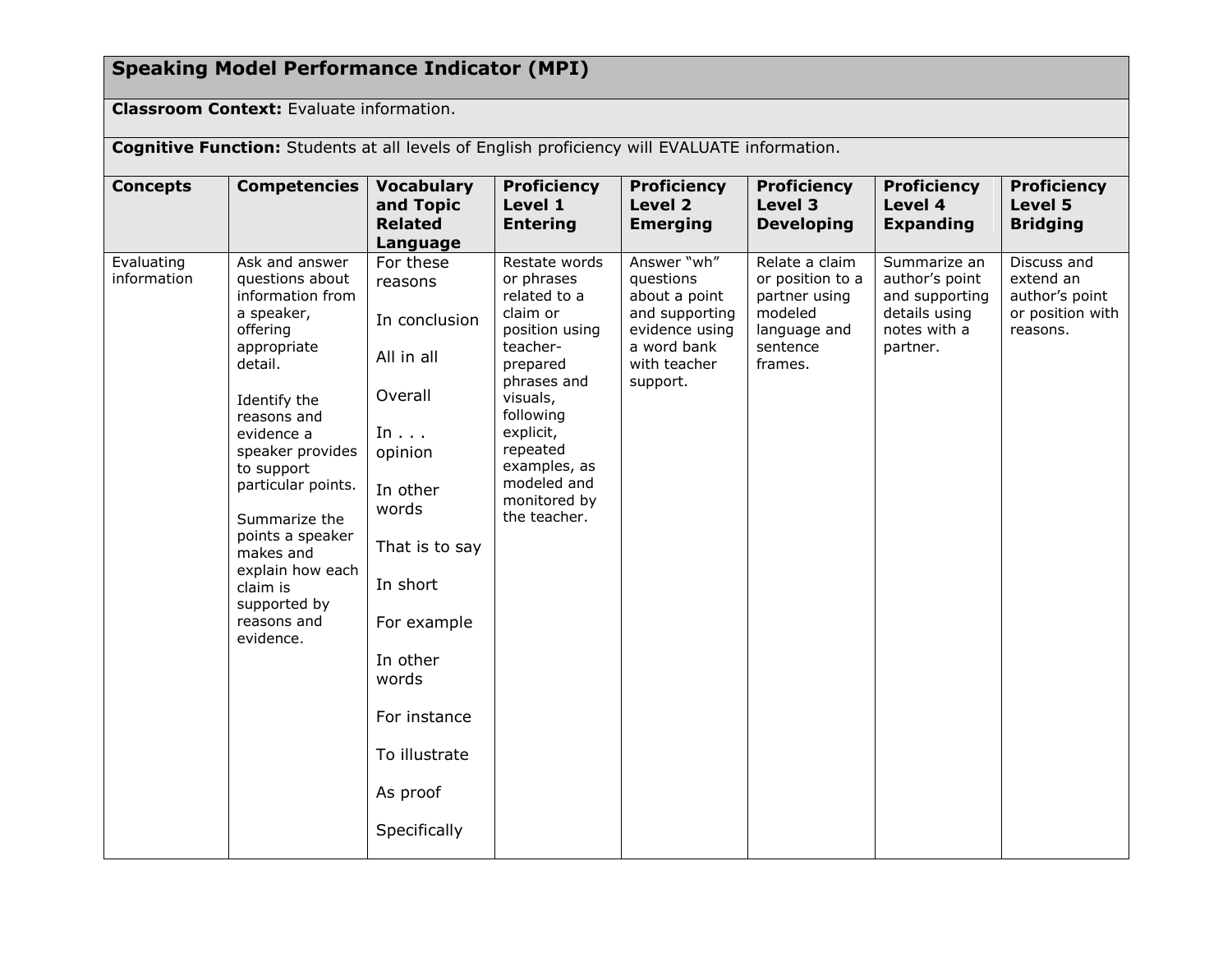## Speaking Model Performance Indicator (MPI)

**Classroom Context:** Evaluate information.

**Cognitive Function:** Students at all levels of English proficiency will EVALUATE information.

| Concepts | Competencies | Vocabulary and Topic Related Language | Proficiency Level 1 Entering | Proficiency Level 2 Emerging | Proficiency Level 3 Developing | Proficiency Level 4 Expanding | Proficiency Level 5 Bridging |
|---|---|---|---|---|---|---|---|
| Evaluating information | Ask and answer questions about information from a speaker, offering appropriate detail.<br><br>Identify the reasons and evidence a speaker provides to support particular points.<br><br>Summarize the points a speaker makes and explain how each claim is supported by reasons and evidence. | For these reasons<br><br>In conclusion<br><br>All in all<br><br>Overall<br><br>In . . . opinion<br><br>In other words<br><br>That is to say<br><br>In short<br><br>For example<br><br>In other words<br><br>For instance<br><br>To illustrate<br><br>As proof<br><br>Specifically | Restate words or phrases related to a claim or position using teacher-prepared phrases and visuals, following explicit, repeated examples, as modeled and monitored by the teacher. | Answer "wh" questions about a point and supporting evidence using a word bank with teacher support. | Relate a claim or position to a partner using modeled language and sentence frames. | Summarize an author's point and supporting details using notes with a partner. | Discuss and extend an author's point or position with reasons. |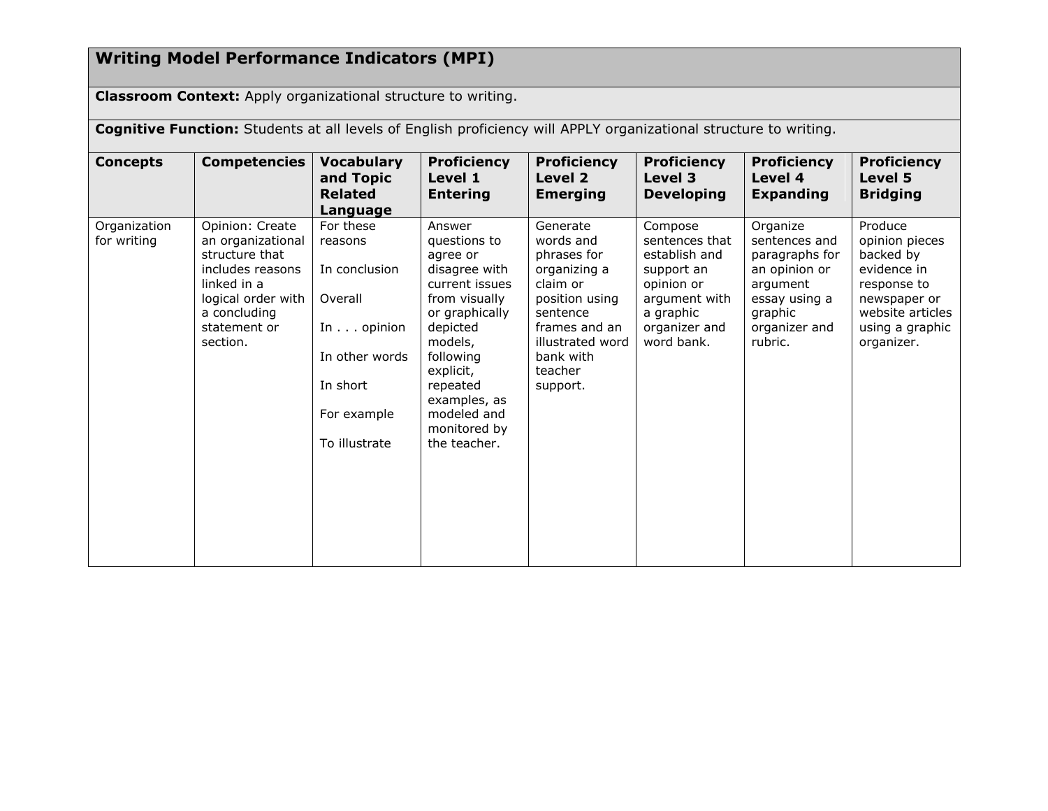## Writing Model Performance Indicators (MPI)

**Classroom Context:** Apply organizational structure to writing.

**Cognitive Function:** Students at all levels of English proficiency will APPLY organizational structure to writing.

| Concepts | Competencies | Vocabulary and Topic Related Language | Proficiency Level 1 Entering | Proficiency Level 2 Emerging | Proficiency Level 3 Developing | Proficiency Level 4 Expanding | Proficiency Level 5 Bridging |
|---|---|---|---|---|---|---|---|
| Organization for writing | Opinion: Create an organizational structure that includes reasons linked in a logical order with a concluding statement or section. | For these reasons<br><br>In conclusion<br><br>Overall<br><br>In . . . opinion<br><br>In other words<br><br>In short<br><br>For example<br><br>To illustrate | Answer questions to agree or disagree with current issues from visually or graphically depicted models, following explicit, repeated examples, as modeled and monitored by the teacher. | Generate words and phrases for organizing a claim or position using sentence frames and an illustrated word bank with teacher support. | Compose sentences that establish and support an opinion or argument with a graphic organizer and word bank. | Organize sentences and paragraphs for an opinion or argument essay using a graphic organizer and rubric. | Produce opinion pieces backed by evidence in response to newspaper or website articles using a graphic organizer. |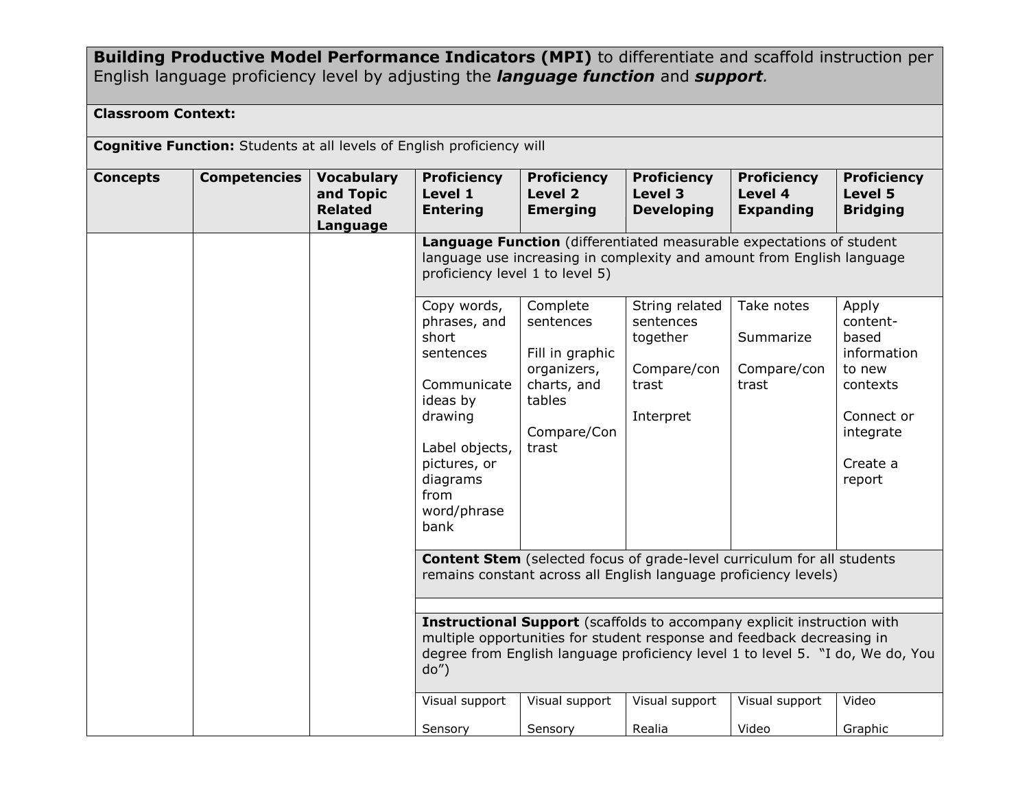| **Building Productive Model Performance Indicators (MPI)** to differentiate and scaffold instruction per English language proficiency level by adjusting the ***language function*** and ***support***. | | | | | | | |
|---|---|---|---|---|---|---|---|
| **Classroom Context:** | | | | | | | |
| **Cognitive Function:** Students at all levels of English proficiency will | | | | | | | |
| **Concepts** | **Competencies** | **Vocabulary and Topic Related Language** | **Proficiency Level 1 Entering** | **Proficiency Level 2 Emerging** | **Proficiency Level 3 Developing** | **Proficiency Level 4 Expanding** | **Proficiency Level 5 Bridging** |
| | | | **Language Function** (differentiated measurable expectations of student language use increasing in complexity and amount from English language proficiency level 1 to level 5) | | | | |
| | | | Copy words, phrases, and short sentences<br><br>Communicate ideas by drawing<br><br>Label objects, pictures, or diagrams from word/phrase bank | Complete sentences<br><br>Fill in graphic organizers, charts, and tables<br><br>Compare/Contrast | String related sentences together<br><br>Compare/contrast<br><br>Interpret | Take notes<br><br>Summarize<br><br>Compare/contrast | Apply content-based information to new contexts<br><br>Connect or integrate<br><br>Create a report |
| | | | **Content Stem** (selected focus of grade-level curriculum for all students remains constant across all English language proficiency levels) | | | | |
| | | | | | | | |
| | | | **Instructional Support** (scaffolds to accompany explicit instruction with multiple opportunities for student response and feedback decreasing in degree from English language proficiency level 1 to level 5. "I do, We do, You do") | | | | |
| | | | Visual support<br><br>Sensory | Visual support<br><br>Sensory | Visual support<br><br>Realia | Visual support<br><br>Video | Video<br><br>Graphic |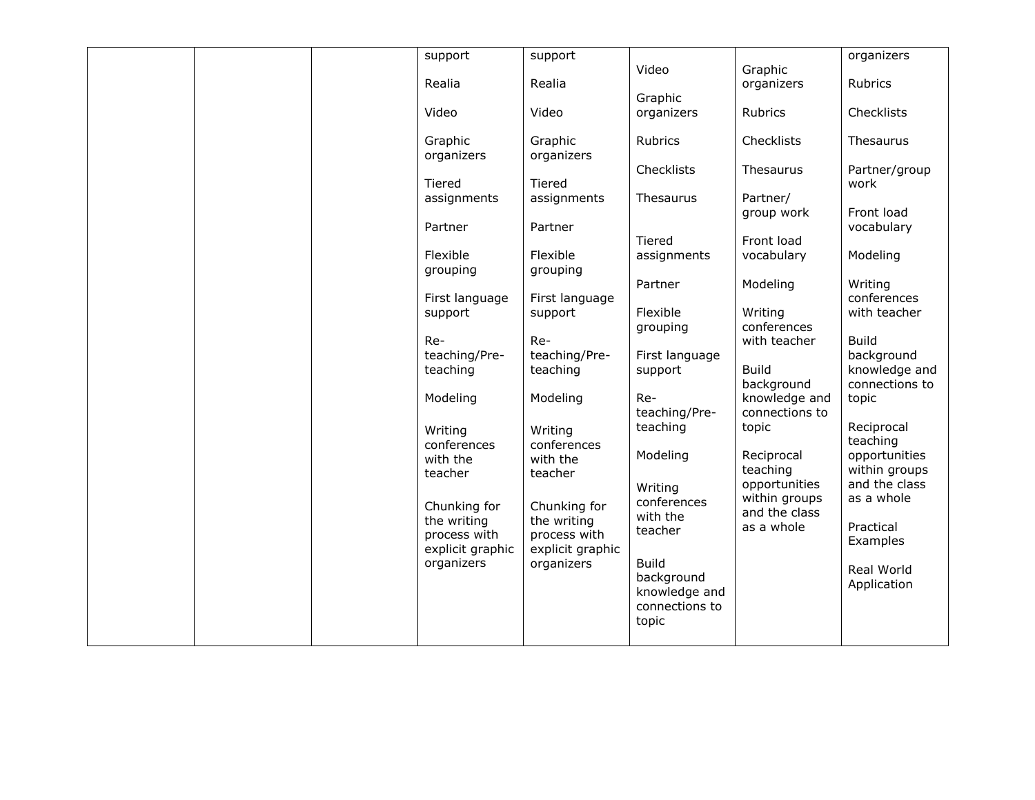| | | | | | | | |
|---|---|---|---|---|---|---|---|
| | | | support<br><br>Realia<br><br>Video<br><br>Graphic organizers<br><br>Tiered assignments<br><br>Partner<br><br>Flexible grouping<br><br>First language support<br><br>Re-teaching/Pre-teaching<br><br>Modeling<br><br>Writing conferences with the teacher<br><br>Chunking for the writing process with explicit graphic organizers | support<br><br>Realia<br><br>Video<br><br>Graphic organizers<br><br>Tiered assignments<br><br>Partner<br><br>Flexible grouping<br><br>First language support<br><br>Re-teaching/Pre-teaching<br><br>Modeling<br><br>Writing conferences with the teacher<br><br>Chunking for the writing process with explicit graphic organizers | Video<br><br>Graphic organizers<br><br>Rubrics<br><br>Checklists<br><br>Thesaurus<br><br>Tiered assignments<br><br>Partner<br><br>Flexible grouping<br><br>First language support<br><br>Re-teaching/Pre-teaching<br><br>Modeling<br><br>Writing conferences with the teacher<br><br>Build background knowledge and connections to topic | Graphic organizers<br><br>Rubrics<br><br>Checklists<br><br>Thesaurus<br><br>Partner/ group work<br><br>Front load vocabulary<br><br>Modeling<br><br>Writing conferences with teacher<br><br>Build background knowledge and connections to topic<br><br>Reciprocal teaching opportunities within groups and the class as a whole | organizers<br><br>Rubrics<br><br>Checklists<br><br>Thesaurus<br><br>Partner/group work<br><br>Front load vocabulary<br><br>Modeling<br><br>Writing conferences with teacher<br><br>Build background knowledge and connections to topic<br><br>Reciprocal teaching opportunities within groups and the class as a whole<br><br>Practical Examples<br><br>Real World Application |